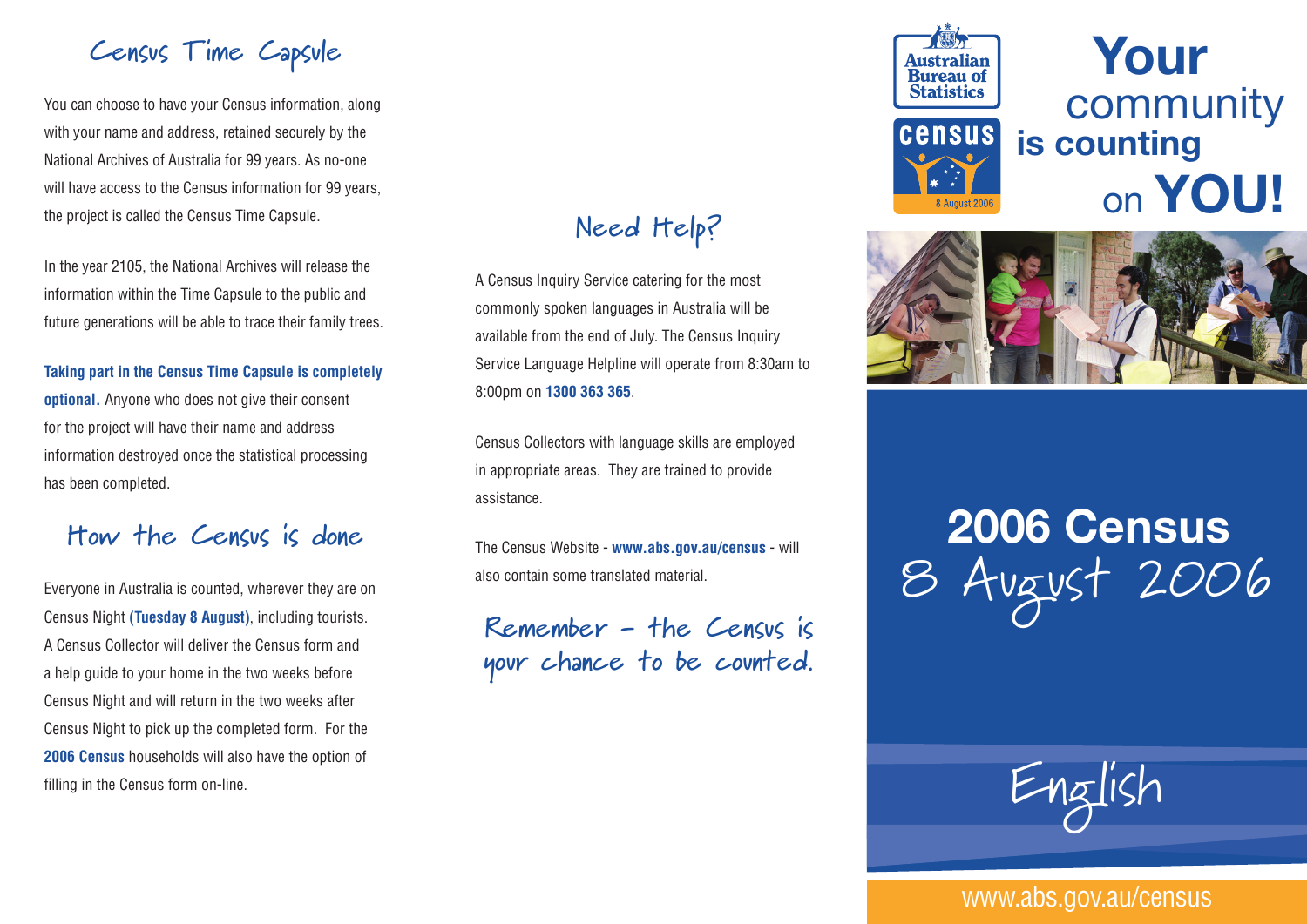## Census Time Capsule

You can choose to have your Census information, along with your name and address, retained securely by the National Archives of Australia for 99 years. As no-one will have access to the Census information for 99 years, the project is called the Census Time Capsule.

In the year 2105, the National Archives will release the information within the Time Capsule to the public and future generations will be able to trace their family trees.

**Taking part in the Census Time Capsule is completely optional.** Anyone who does not give their consent for the project will have their name and address information destroyed once the statistical processing has been completed.

## How the Census is done

Everyone in Australia is counted, wherever they are on Census Night **(Tuesday 8 August)**, including tourists. A Census Collector will deliver the Census form and a help guide to your home in the two weeks before Census Night and will return in the two weeks after Census Night to pick up the completed form. For the **2006 Census** households will also have the option of filling in the Census form on-line.

## Need Help?

A Census Inquiry Service catering for the most commonly spoken languages in Australia will be available from the end of July. The Census Inquiry Service Language Helpline will operate from 8:30am to 8:00pm on **1300 363 365**.

Census Collectors with language skills are employed in appropriate areas. They are trained to provide assistance.

The Census Website - **www.abs.gov.au/census** - will also contain some translated material.

**Remember - the Census is your chance to be counted.**

Australian Bureau of Statistics

census

8 August 2006

# Your community is counting on YOU!

# 2006 Census

## 8 August 2006

English

www.abs.gov.au/census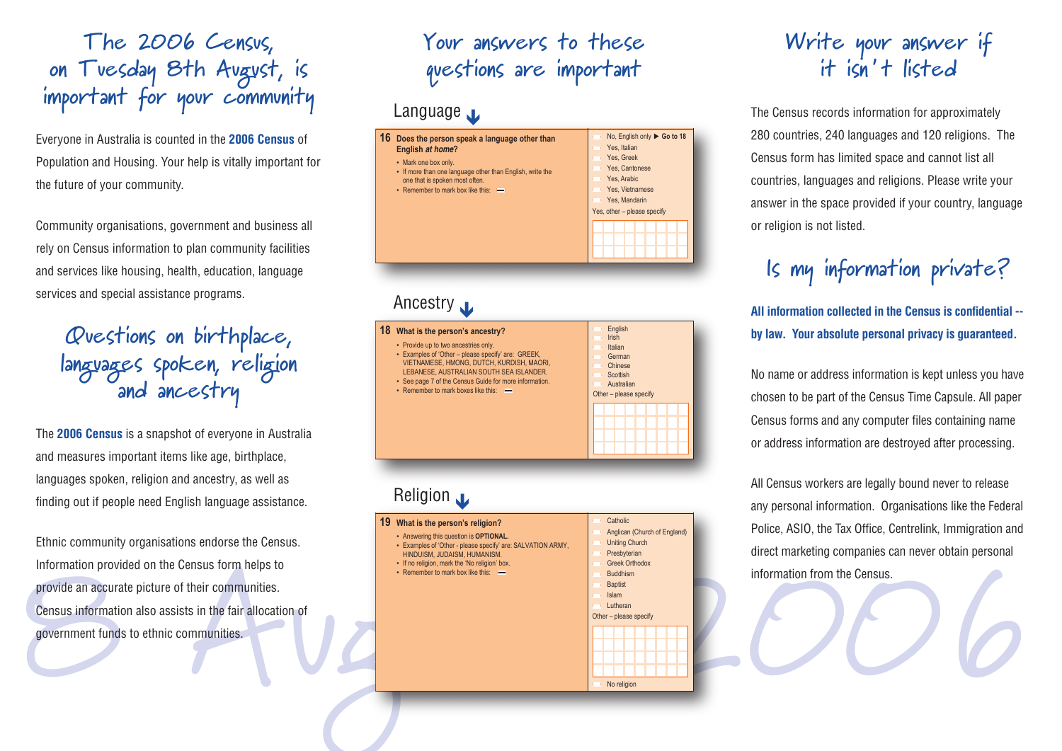# The 2006 Census, on Tuesday 8th August, is important for your community

Everyone in Australia is counted in the **2006 Census** of Population and Housing. Your help is vitally important for the future of your community.

Community organisations, government and business all rely on Census information to plan community facilities and services like housing, health, education, language services and special assistance programs.

# Questions on birthplace, languages spoken, religion and ancestry

The **2006 Census** is a snapshot of everyone in Australia and measures important items like age, birthplace, languages spoken, religion and ancestry, as well as finding out if people need English language assistance.

Ethnic community organisations endorse the Census. Information provided on the Census form helps to provide an accurate picture of their communities. Census information also assists in the fair allocation of government funds to ethnic communities.

# Your answers to these questions are important

## Language

**16 Does the person speak a language other than English *at home*?**

- Mark one box only.
- If more than one language other than English, write the one that is spoken most often.
- Remember to mark box like this: ▬

- No, English only ▶ **Go to 18**
- Yes, Italian
- Yes, Greek
- Yes, Cantonese
- Yes, Arabic
- Yes, Vietnamese
- Yes, Mandarin
- Yes, other – please specify

## Ancestry

**18 What is the person's ancestry?**

- Provide up to two ancestries only.
- Examples of 'Other – please specify' are: GREEK, VIETNAMESE, HMONG, DUTCH, KURDISH, MAORI, LEBANESE, AUSTRALIAN SOUTH SEA ISLANDER.
- See page 7 of the Census Guide for more information.
- Remember to mark boxes like this: ▬

- English
- Irish
- Italian
- German
- Chinese
- Scottish
- Australian
- Other – please specify

## Religion

**19 What is the person's religion?**

- Answering this question is **OPTIONAL.**
- Examples of 'Other - please specify' are: SALVATION ARMY, HINDUISM, JUDAISM, HUMANISM.
- If no religion, mark the 'No religion' box.
- Remember to mark box like this: ▬

- Catholic
- Anglican (Church of England)
- Uniting Church
- Presbyterian
- Greek Orthodox
- Buddhism
- Baptist
- Islam
- Lutheran
- Other – please specify
- No religion

# Write your answer if it isn't listed

The Census records information for approximately 280 countries, 240 languages and 120 religions. The Census form has limited space and cannot list all countries, languages and religions. Please write your answer in the space provided if your country, language or religion is not listed.

# Is my information private?

**All information collected in the Census is confidential -- by law. Your absolute personal privacy is guaranteed.**

No name or address information is kept unless you have chosen to be part of the Census Time Capsule. All paper Census forms and any computer files containing name or address information are destroyed after processing.

All Census workers are legally bound never to release any personal information. Organisations like the Federal Police, ASIO, the Tax Office, Centrelink, Immigration and direct marketing companies can never obtain personal information from the Census.

8 Aug 2006